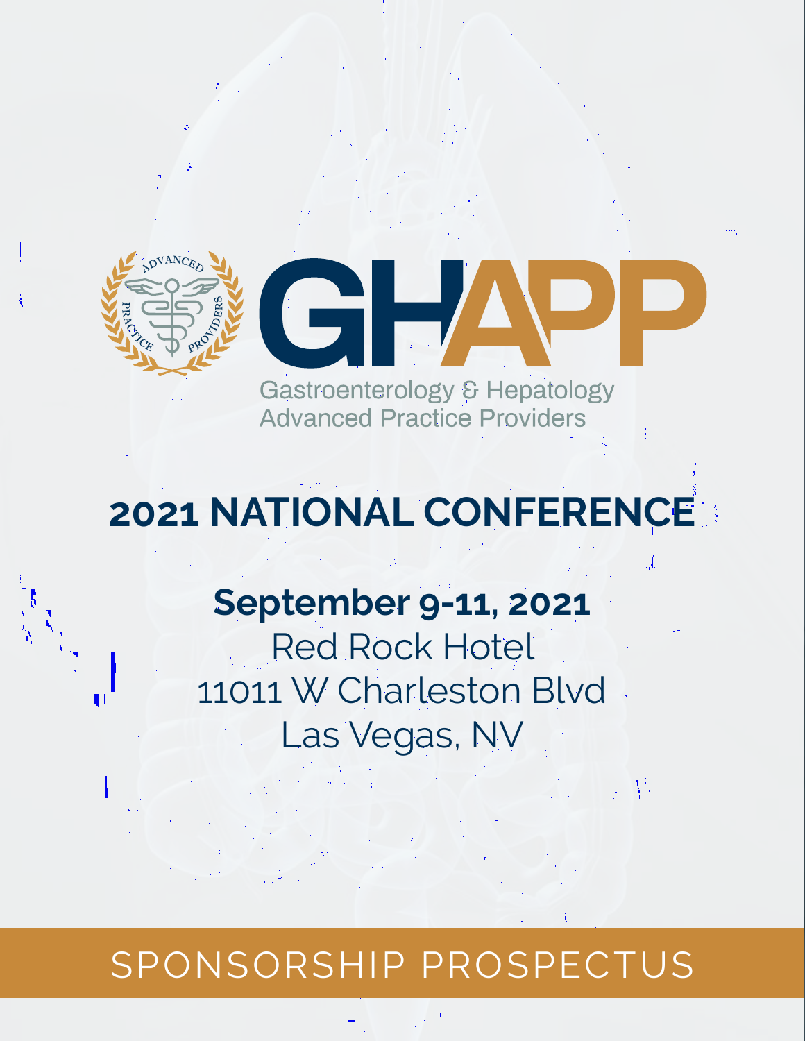ADVANCED PRACTICE PROVIDERS

# GHAPP

Gastroenterology & Hepatology Advanced Practice Providers

## 2021 NATIONAL CONFERENCE

**September 9-11, 2021**

Red Rock Hotel
11011 W Charleston Blvd
Las Vegas, NV

SPONSORSHIP PROSPECTUS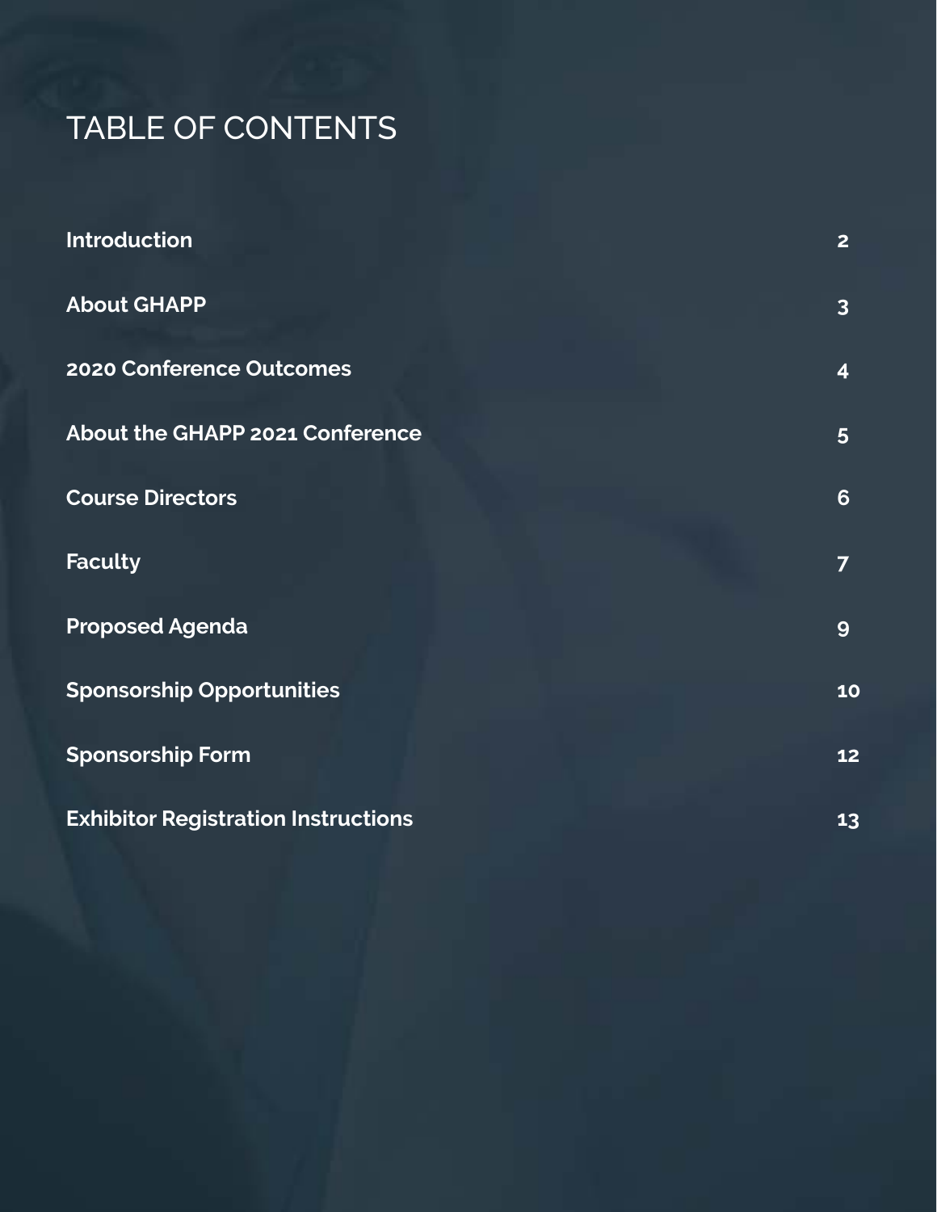# TABLE OF CONTENTS

| | |
|---|---|
| **Introduction** | **2** |
| **About GHAPP** | **3** |
| **2020 Conference Outcomes** | **4** |
| **About the GHAPP 2021 Conference** | **5** |
| **Course Directors** | **6** |
| **Faculty** | **7** |
| **Proposed Agenda** | **9** |
| **Sponsorship Opportunities** | **10** |
| **Sponsorship Form** | **12** |
| **Exhibitor Registration Instructions** | **13** |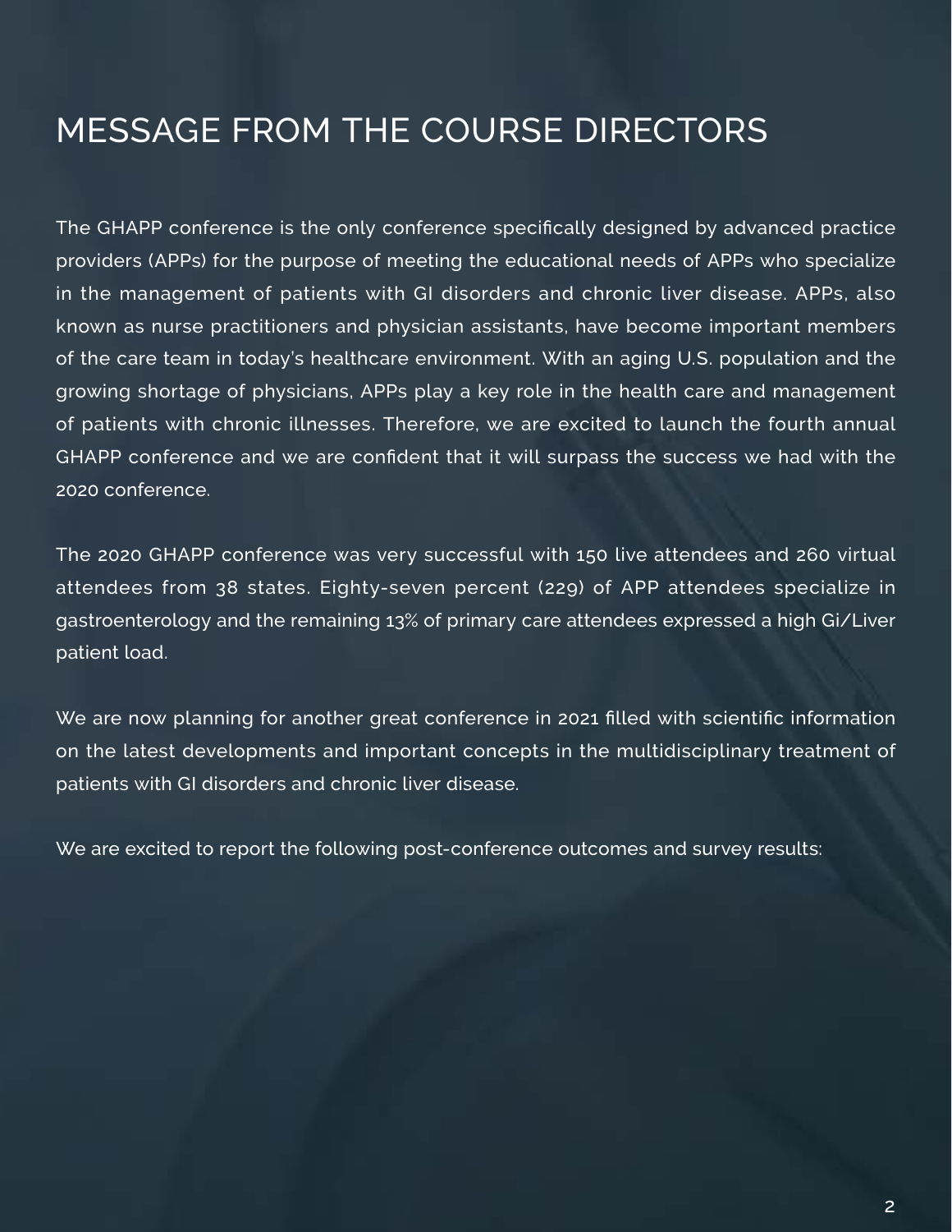# MESSAGE FROM THE COURSE DIRECTORS

The GHAPP conference is the only conference specifically designed by advanced practice providers (APPs) for the purpose of meeting the educational needs of APPs who specialize in the management of patients with GI disorders and chronic liver disease. APPs, also known as nurse practitioners and physician assistants, have become important members of the care team in today's healthcare environment. With an aging U.S. population and the growing shortage of physicians, APPs play a key role in the health care and management of patients with chronic illnesses. Therefore, we are excited to launch the fourth annual GHAPP conference and we are confident that it will surpass the success we had with the 2020 conference.

The 2020 GHAPP conference was very successful with 150 live attendees and 260 virtual attendees from 38 states. Eighty-seven percent (229) of APP attendees specialize in gastroenterology and the remaining 13% of primary care attendees expressed a high Gi/Liver patient load.

We are now planning for another great conference in 2021 filled with scientific information on the latest developments and important concepts in the multidisciplinary treatment of patients with GI disorders and chronic liver disease.

We are excited to report the following post-conference outcomes and survey results: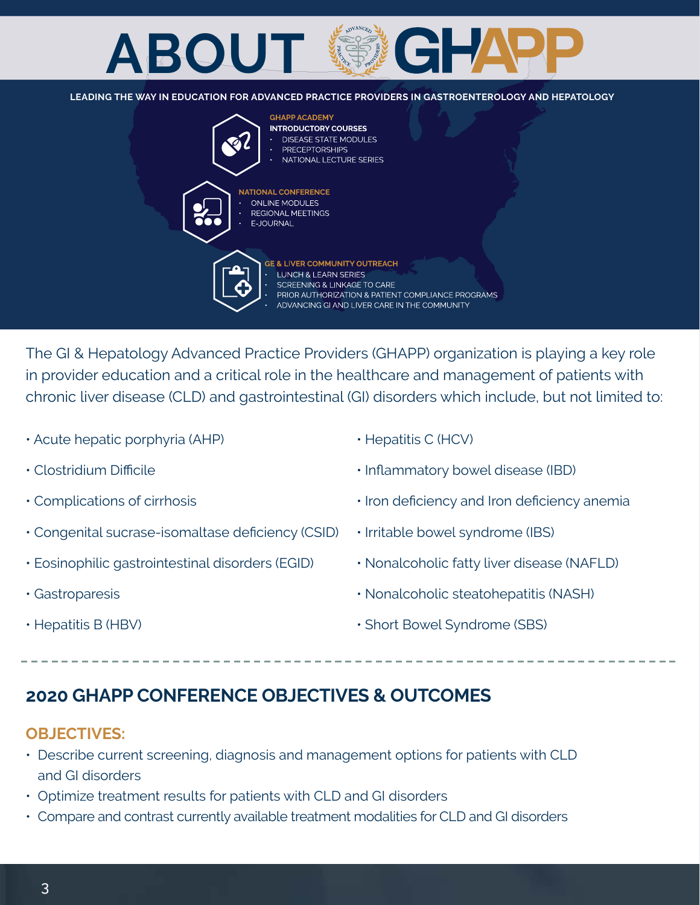# ABOUT GHAPP

**LEADING THE WAY IN EDUCATION FOR ADVANCED PRACTICE PROVIDERS IN GASTROENTEROLOGY AND HEPATOLOGY**

**GHAPP ACADEMY**
**INTRODUCTORY COURSES**
- DISEASE STATE MODULES
- PRECEPTORSHIPS
- NATIONAL LECTURE SERIES

**NATIONAL CONFERENCE**
- ONLINE MODULES
- REGIONAL MEETINGS
- E-JOURNAL

**GE & LIVER COMMUNITY OUTREACH**
- LUNCH & LEARN SERIES
- SCREENING & LINKAGE TO CARE
- PRIOR AUTHORIZATION & PATIENT COMPLIANCE PROGRAMS
- ADVANCING GI AND LIVER CARE IN THE COMMUNITY

The GI & Hepatology Advanced Practice Providers (GHAPP) organization is playing a key role in provider education and a critical role in the healthcare and management of patients with chronic liver disease (CLD) and gastrointestinal (GI) disorders which include, but not limited to:

- Acute hepatic porphyria (AHP)
- Clostridium Difficile
- Complications of cirrhosis
- Congenital sucrase-isomaltase deficiency (CSID)
- Eosinophilic gastrointestinal disorders (EGID)
- Gastroparesis
- Hepatitis B (HBV)
- Hepatitis C (HCV)
- Inflammatory bowel disease (IBD)
- Iron deficiency and Iron deficiency anemia
- Irritable bowel syndrome (IBS)
- Nonalcoholic fatty liver disease (NAFLD)
- Nonalcoholic steatohepatitis (NASH)
- Short Bowel Syndrome (SBS)

---

## 2020 GHAPP CONFERENCE OBJECTIVES & OUTCOMES

### OBJECTIVES:

- Describe current screening, diagnosis and management options for patients with CLD and GI disorders
- Optimize treatment results for patients with CLD and GI disorders
- Compare and contrast currently available treatment modalities for CLD and GI disorders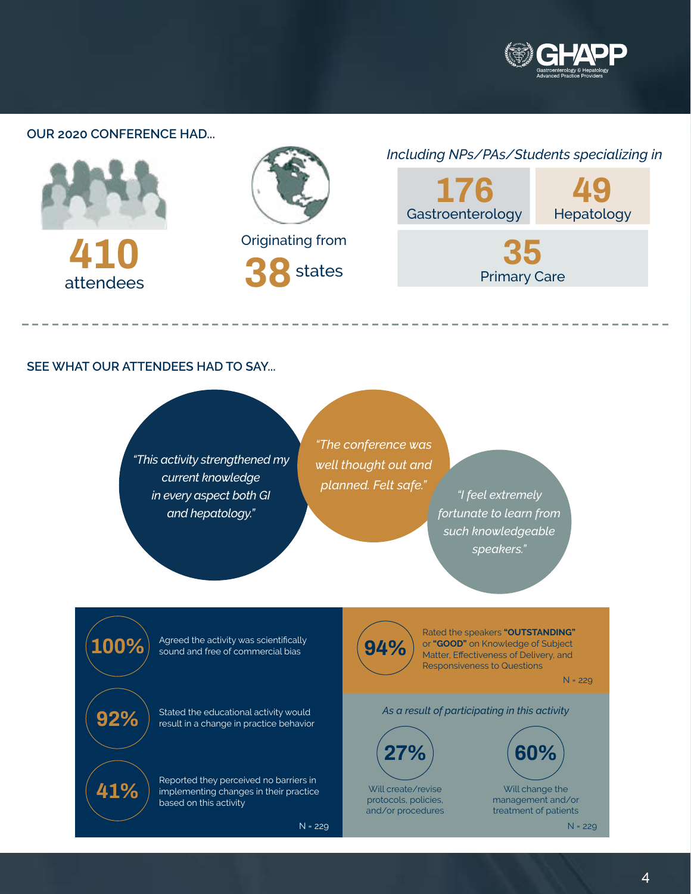GHAPP
Gastroenterology & Hepatology Advanced Practice Providers

## OUR 2020 CONFERENCE HAD...

**410** attendees

Originating from **38** states

*Including NPs/PAs/Students specializing in*

**176** Gastroenterology

**49** Hepatology

**35** Primary Care

## SEE WHAT OUR ATTENDEES HAD TO SAY...

*"This activity strengthened my current knowledge in every aspect both GI and hepatology."*

*"The conference was well thought out and planned. Felt safe."*

*"I feel extremely fortunate to learn from such knowledgeable speakers."*

**100%** Agreed the activity was scientifically sound and free of commercial bias

**92%** Stated the educational activity would result in a change in practice behavior

**41%** Reported they perceived no barriers in implementing changes in their practice based on this activity

N = 229

**94%** Rated the speakers **"OUTSTANDING"** or **"GOOD"** on Knowledge of Subject Matter, Effectiveness of Delivery, and Responsiveness to Questions

N = 229

*As a result of participating in this activity*

**27%** Will create/revise protocols, policies, and/or procedures

**60%** Will change the management and/or treatment of patients

N = 229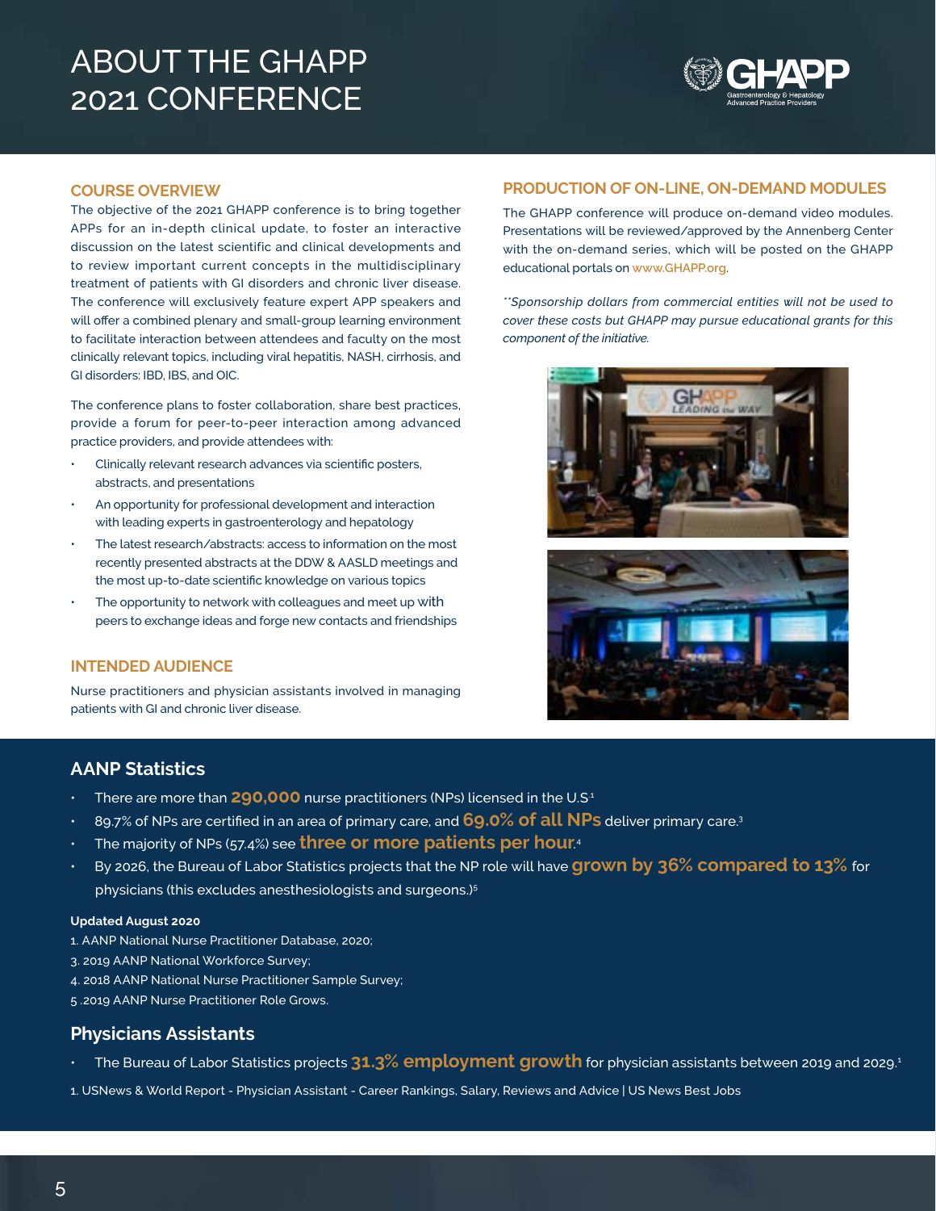# ABOUT THE GHAPP 2021 CONFERENCE

## COURSE OVERVIEW

The objective of the 2021 GHAPP conference is to bring together APPs for an in-depth clinical update, to foster an interactive discussion on the latest scientific and clinical developments and to review important current concepts in the multidisciplinary treatment of patients with GI disorders and chronic liver disease. The conference will exclusively feature expert APP speakers and will offer a combined plenary and small-group learning environment to facilitate interaction between attendees and faculty on the most clinically relevant topics, including viral hepatitis, NASH, cirrhosis, and GI disorders: IBD, IBS, and OIC.

The conference plans to foster collaboration, share best practices, provide a forum for peer-to-peer interaction among advanced practice providers, and provide attendees with:

- Clinically relevant research advances via scientific posters, abstracts, and presentations
- An opportunity for professional development and interaction with leading experts in gastroenterology and hepatology
- The latest research/abstracts: access to information on the most recently presented abstracts at the DDW & AASLD meetings and the most up-to-date scientific knowledge on various topics
- The opportunity to network with colleagues and meet up with peers to exchange ideas and forge new contacts and friendships

## INTENDED AUDIENCE

Nurse practitioners and physician assistants involved in managing patients with GI and chronic liver disease.

## PRODUCTION OF ON-LINE, ON-DEMAND MODULES

The GHAPP conference will produce on-demand video modules. Presentations will be reviewed/approved by the Annenberg Center with the on-demand series, which will be posted on the GHAPP educational portals on www.GHAPP.org.

*\*\*Sponsorship dollars from commercial entities will not be used to cover these costs but GHAPP may pursue educational grants for this component of the initiative.*

## AANP Statistics

- There are more than **290,000** nurse practitioners (NPs) licensed in the U.S.[1]
- 89.7% of NPs are certified in an area of primary care, and **69.0% of all NPs** deliver primary care.[3]
- The majority of NPs (57.4%) see **three or more patients per hour**.[4]
- By 2026, the Bureau of Labor Statistics projects that the NP role will have **grown by 36% compared to 13%** for physicians (this excludes anesthesiologists and surgeons.)[5]

**Updated August 2020**

1. AANP National Nurse Practitioner Database, 2020;
3. 2019 AANP National Workforce Survey;
4. 2018 AANP National Nurse Practitioner Sample Survey;
5. 2019 AANP Nurse Practitioner Role Grows.

## Physicians Assistants

- The Bureau of Labor Statistics projects **31.3% employment growth** for physician assistants between 2019 and 2029.[1]

1. USNews & World Report - Physician Assistant - Career Rankings, Salary, Reviews and Advice | US News Best Jobs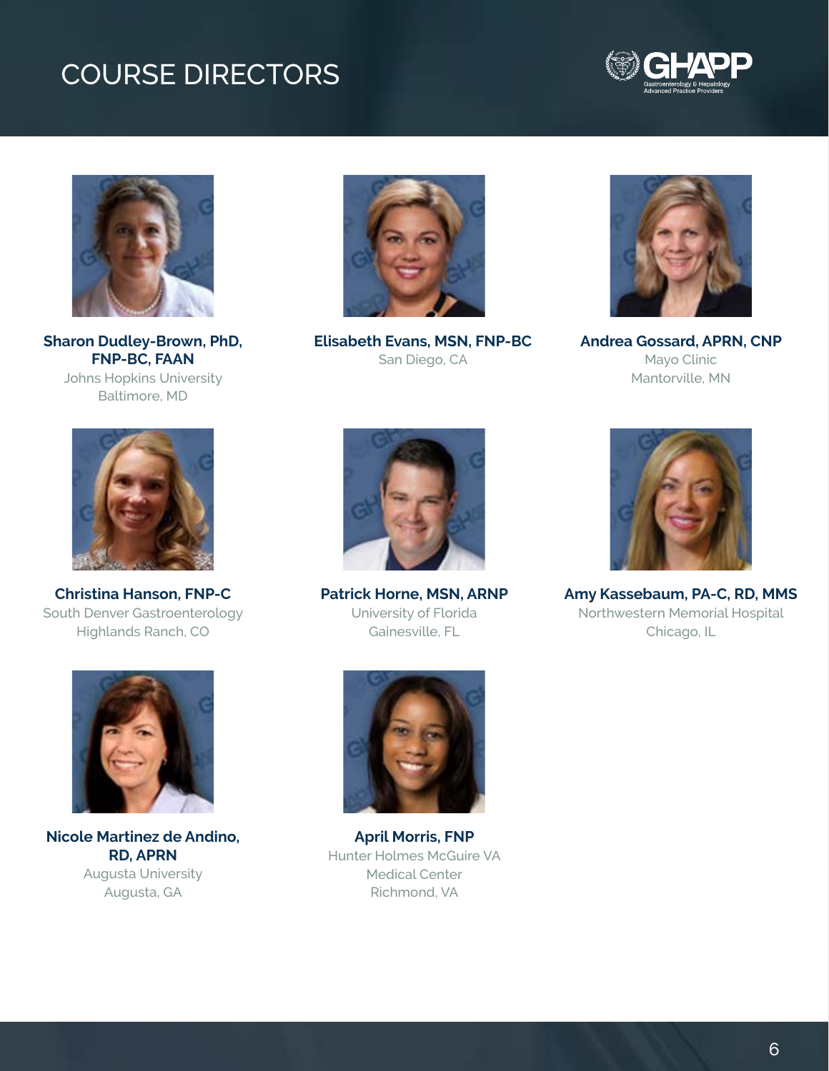# COURSE DIRECTORS

**Sharon Dudley-Brown, PhD, FNP-BC, FAAN**
Johns Hopkins University
Baltimore, MD

**Elisabeth Evans, MSN, FNP-BC**
San Diego, CA

**Andrea Gossard, APRN, CNP**
Mayo Clinic
Mantorville, MN

**Christina Hanson, FNP-C**
South Denver Gastroenterology
Highlands Ranch, CO

**Patrick Horne, MSN, ARNP**
University of Florida
Gainesville, FL

**Amy Kassebaum, PA-C, RD, MMS**
Northwestern Memorial Hospital
Chicago, IL

**Nicole Martinez de Andino, RD, APRN**
Augusta University
Augusta, GA

**April Morris, FNP**
Hunter Holmes McGuire VA Medical Center
Richmond, VA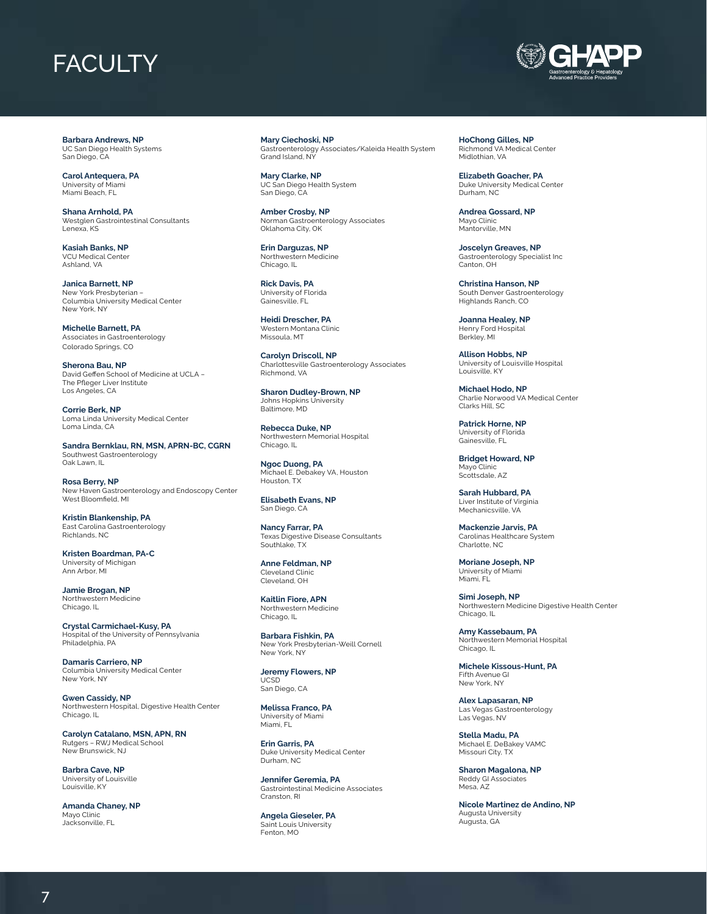# FACULTY

**Barbara Andrews, NP**
UC San Diego Health Systems
San Diego, CA

**Carol Antequera, PA**
University of Miami
Miami Beach, FL

**Shana Arnhold, PA**
Westglen Gastrointestinal Consultants
Lenexa, KS

**Kasiah Banks, NP**
VCU Medical Center
Ashland, VA

**Janica Barnett, NP**
New York Presbyterian –
Columbia University Medical Center
New York, NY

**Michelle Barnett, PA**
Associates in Gastroenterology
Colorado Springs, CO

**Sherona Bau, NP**
David Geffen School of Medicine at UCLA –
The Pfleger Liver Institute
Los Angeles, CA

**Corrie Berk, NP**
Loma Linda University Medical Center
Loma Linda, CA

**Sandra Bernklau, RN, MSN, APRN-BC, CGRN**
Southwest Gastroenterology
Oak Lawn, IL

**Rosa Berry, NP**
New Haven Gastroenterology and Endoscopy Center
West Bloomfield, MI

**Kristin Blankenship, PA**
East Carolina Gastroenterology
Richlands, NC

**Kristen Boardman, PA-C**
University of Michigan
Ann Arbor, MI

**Jamie Brogan, NP**
Northwestern Medicine
Chicago, IL

**Crystal Carmichael-Kusy, PA**
Hospital of the University of Pennsylvania
Philadelphia, PA

**Damaris Carriero, NP**
Columbia University Medical Center
New York, NY

**Gwen Cassidy, NP**
Northwestern Hospital, Digestive Health Center
Chicago, IL

**Carolyn Catalano, MSN, APN, RN**
Rutgers – RWJ Medical School
New Brunswick, NJ

**Barbra Cave, NP**
University of Louisville
Louisville, KY

**Amanda Chaney, NP**
Mayo Clinic
Jacksonville, FL

**Mary Ciechoski, NP**
Gastroenterology Associates/Kaleida Health System
Grand Island, NY

**Mary Clarke, NP**
UC San Diego Health System
San Diego, CA

**Amber Crosby, NP**
Norman Gastroenterology Associates
Oklahoma City, OK

**Erin Darguzas, NP**
Northwestern Medicine
Chicago, IL

**Rick Davis, PA**
University of Florida
Gainesville, FL

**Heidi Drescher, PA**
Western Montana Clinic
Missoula, MT

**Carolyn Driscoll, NP**
Charlottesville Gastroenterology Associates
Richmond, VA

**Sharon Dudley-Brown, NP**
Johns Hopkins University
Baltimore, MD

**Rebecca Duke, NP**
Northwestern Memorial Hospital
Chicago, IL

**Ngoc Duong, PA**
Michael E. Debakey VA, Houston
Houston, TX

**Elisabeth Evans, NP**
San Diego, CA

**Nancy Farrar, PA**
Texas Digestive Disease Consultants
Southlake, TX

**Anne Feldman, NP**
Cleveland Clinic
Cleveland, OH

**Kaitlin Fiore, APN**
Northwestern Medicine
Chicago, IL

**Barbara Fishkin, PA**
New York Presbyterian-Weill Cornell
New York, NY

**Jeremy Flowers, NP**
UCSD
San Diego, CA

**Melissa Franco, PA**
University of Miami
Miami, FL

**Erin Garris, PA**
Duke University Medical Center
Durham, NC

**Jennifer Geremia, PA**
Gastrointestinal Medicine Associates
Cranston, RI

**Angela Gieseler, PA**
Saint Louis University
Fenton, MO

**HoChong Gilles, NP**
Richmond VA Medical Center
Midlothian, VA

**Elizabeth Goacher, PA**
Duke University Medical Center
Durham, NC

**Andrea Gossard, NP**
Mayo Clinic
Mantorville, MN

**Joscelyn Greaves, NP**
Gastroenterology Specialist Inc
Canton, OH

**Christina Hanson, NP**
South Denver Gastroenterology
Highlands Ranch, CO

**Joanna Healey, NP**
Henry Ford Hospital
Berkley, MI

**Allison Hobbs, NP**
University of Louisville Hospital
Louisville, KY

**Michael Hodo, NP**
Charlie Norwood VA Medical Center
Clarks Hill, SC

**Patrick Horne, NP**
University of Florida
Gainesville, FL

**Bridget Howard, NP**
Mayo Clinic
Scottsdale, AZ

**Sarah Hubbard, PA**
Liver Institute of Virginia
Mechanicsville, VA

**Mackenzie Jarvis, PA**
Carolinas Healthcare System
Charlotte, NC

**Moriane Joseph, NP**
University of Miami
Miami, FL

**Simi Joseph, NP**
Northwestern Medicine Digestive Health Center
Chicago, IL

**Amy Kassebaum, PA**
Northwestern Memorial Hospital
Chicago, IL

**Michele Kissous-Hunt, PA**
Fifth Avenue GI
New York, NY

**Alex Lapasaran, NP**
Las Vegas Gastroenterology
Las Vegas, NV

**Stella Madu, PA**
Michael E. DeBakey VAMC
Missouri City, TX

**Sharon Magalona, NP**
Reddy GI Associates
Mesa, AZ

**Nicole Martinez de Andino, NP**
Augusta University
Augusta, GA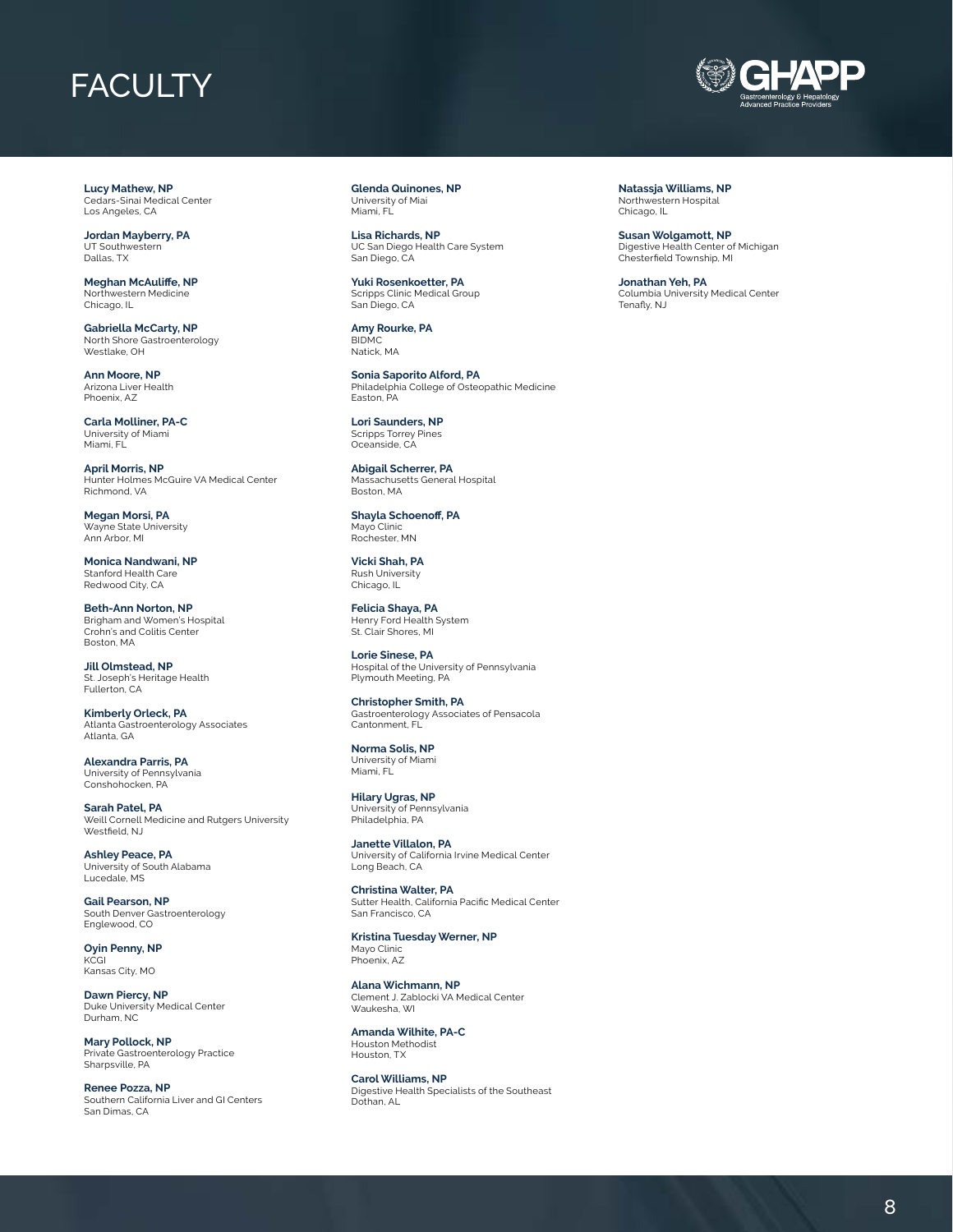# FACULTY

**Lucy Mathew, NP**
Cedars-Sinai Medical Center
Los Angeles, CA

**Jordan Mayberry, PA**
UT Southwestern
Dallas, TX

**Meghan McAuliffe, NP**
Northwestern Medicine
Chicago, IL

**Gabriella McCarty, NP**
North Shore Gastroenterology
Westlake, OH

**Ann Moore, NP**
Arizona Liver Health
Phoenix, AZ

**Carla Molliner, PA-C**
University of Miami
Miami, FL

**April Morris, NP**
Hunter Holmes McGuire VA Medical Center
Richmond, VA

**Megan Morsi, PA**
Wayne State University
Ann Arbor, MI

**Monica Nandwani, NP**
Stanford Health Care
Redwood City, CA

**Beth-Ann Norton, NP**
Brigham and Women's Hospital
Crohn's and Colitis Center
Boston, MA

**Jill Olmstead, NP**
St. Joseph's Heritage Health
Fullerton, CA

**Kimberly Orleck, PA**
Atlanta Gastroenterology Associates
Atlanta, GA

**Alexandra Parris, PA**
University of Pennsylvania
Conshohocken, PA

**Sarah Patel, PA**
Weill Cornell Medicine and Rutgers University
Westfield, NJ

**Ashley Peace, PA**
University of South Alabama
Lucedale, MS

**Gail Pearson, NP**
South Denver Gastroenterology
Englewood, CO

**Oyin Penny, NP**
KCGI
Kansas City, MO

**Dawn Piercy, NP**
Duke University Medical Center
Durham, NC

**Mary Pollock, NP**
Private Gastroenterology Practice
Sharpsville, PA

**Renee Pozza, NP**
Southern California Liver and GI Centers
San Dimas, CA

**Glenda Quinones, NP**
University of Miai
Miami, FL

**Lisa Richards, NP**
UC San Diego Health Care System
San Diego, CA

**Yuki Rosenkoetter, PA**
Scripps Clinic Medical Group
San Diego, CA

**Amy Rourke, PA**
BIDMC
Natick, MA

**Sonia Saporito Alford, PA**
Philadelphia College of Osteopathic Medicine
Easton, PA

**Lori Saunders, NP**
Scripps Torrey Pines
Oceanside, CA

**Abigail Scherrer, PA**
Massachusetts General Hospital
Boston, MA

**Shayla Schoenoff, PA**
Mayo Clinic
Rochester, MN

**Vicki Shah, PA**
Rush University
Chicago, IL

**Felicia Shaya, PA**
Henry Ford Health System
St. Clair Shores, MI

**Lorie Sinese, PA**
Hospital of the University of Pennsylvania
Plymouth Meeting, PA

**Christopher Smith, PA**
Gastroenterology Associates of Pensacola
Cantonment, FL

**Norma Solis, NP**
University of Miami
Miami, FL

**Hilary Ugras, NP**
University of Pennsylvania
Philadelphia, PA

**Janette Villalon, PA**
University of California Irvine Medical Center
Long Beach, CA

**Christina Walter, PA**
Sutter Health, California Pacific Medical Center
San Francisco, CA

**Kristina Tuesday Werner, NP**
Mayo Clinic
Phoenix, AZ

**Alana Wichmann, NP**
Clement J. Zablocki VA Medical Center
Waukesha, WI

**Amanda Wilhite, PA-C**
Houston Methodist
Houston, TX

**Carol Williams, NP**
Digestive Health Specialists of the Southeast
Dothan, AL

**Natassja Williams, NP**
Northwestern Hospital
Chicago, IL

**Susan Wolgamott, NP**
Digestive Health Center of Michigan
Chesterfield Township, MI

**Jonathan Yeh, PA**
Columbia University Medical Center
Tenafly, NJ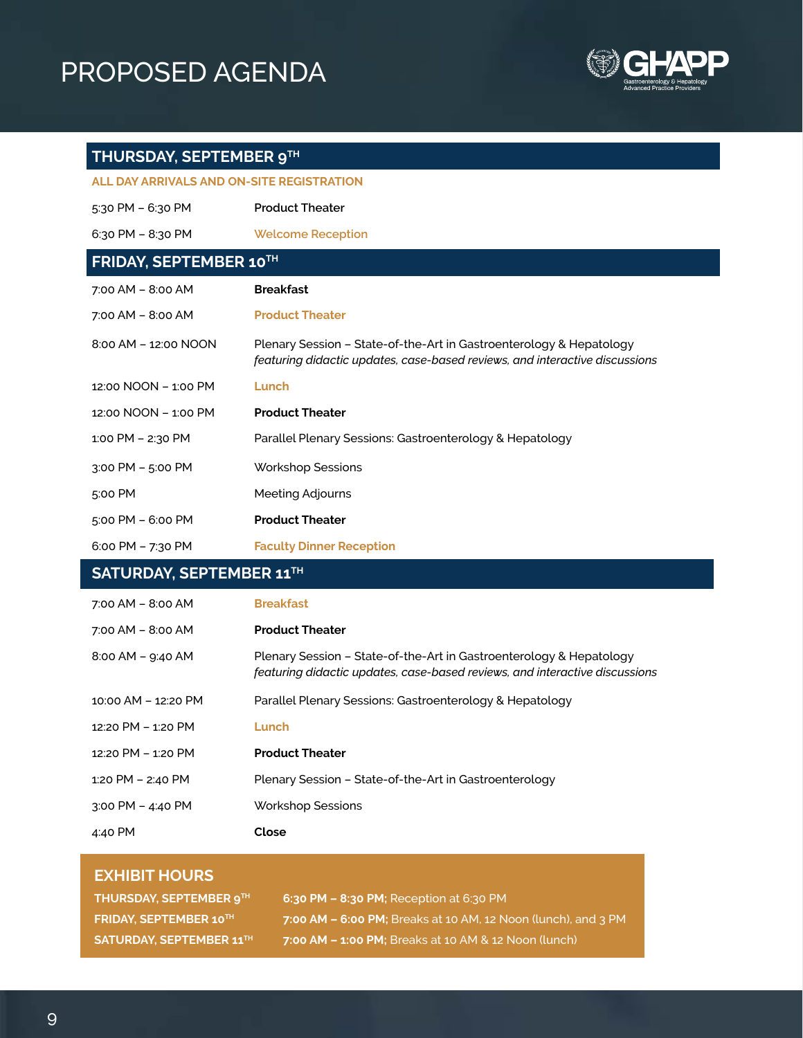# PROPOSED AGENDA

GHAPP — Gastroenterology & Hepatology Advanced Practice Providers

## THURSDAY, SEPTEMBER 9TH

**ALL DAY ARRIVALS AND ON-SITE REGISTRATION**

| Time | Event |
|---|---|
| 5:30 PM – 6:30 PM | Product Theater |
| 6:30 PM – 8:30 PM | Welcome Reception |

## FRIDAY, SEPTEMBER 10TH

| Time | Event |
|---|---|
| 7:00 AM – 8:00 AM | **Breakfast** |
| 7:00 AM – 8:00 AM | **Product Theater** |
| 8:00 AM – 12:00 NOON | Plenary Session – State-of-the-Art in Gastroenterology & Hepatology *featuring didactic updates, case-based reviews, and interactive discussions* |
| 12:00 NOON – 1:00 PM | **Lunch** |
| 12:00 NOON – 1:00 PM | **Product Theater** |
| 1:00 PM – 2:30 PM | Parallel Plenary Sessions: Gastroenterology & Hepatology |
| 3:00 PM – 5:00 PM | Workshop Sessions |
| 5:00 PM | Meeting Adjourns |
| 5:00 PM – 6:00 PM | **Product Theater** |
| 6:00 PM – 7:30 PM | **Faculty Dinner Reception** |

## SATURDAY, SEPTEMBER 11TH

| Time | Event |
|---|---|
| 7:00 AM – 8:00 AM | **Breakfast** |
| 7:00 AM – 8:00 AM | **Product Theater** |
| 8:00 AM – 9:40 AM | Plenary Session – State-of-the-Art in Gastroenterology & Hepatology *featuring didactic updates, case-based reviews, and interactive discussions* |
| 10:00 AM – 12:20 PM | Parallel Plenary Sessions: Gastroenterology & Hepatology |
| 12:20 PM – 1:20 PM | **Lunch** |
| 12:20 PM – 1:20 PM | **Product Theater** |
| 1:20 PM – 2:40 PM | Plenary Session – State-of-the-Art in Gastroenterology |
| 3:00 PM – 4:40 PM | Workshop Sessions |
| 4:40 PM | **Close** |

## EXHIBIT HOURS

| Day | Hours |
|---|---|
| **THURSDAY, SEPTEMBER 9TH** | **6:30 PM – 8:30 PM;** Reception at 6:30 PM |
| **FRIDAY, SEPTEMBER 10TH** | **7:00 AM – 6:00 PM;** Breaks at 10 AM, 12 Noon (lunch), and 3 PM |
| **SATURDAY, SEPTEMBER 11TH** | **7:00 AM – 1:00 PM;** Breaks at 10 AM & 12 Noon (lunch) |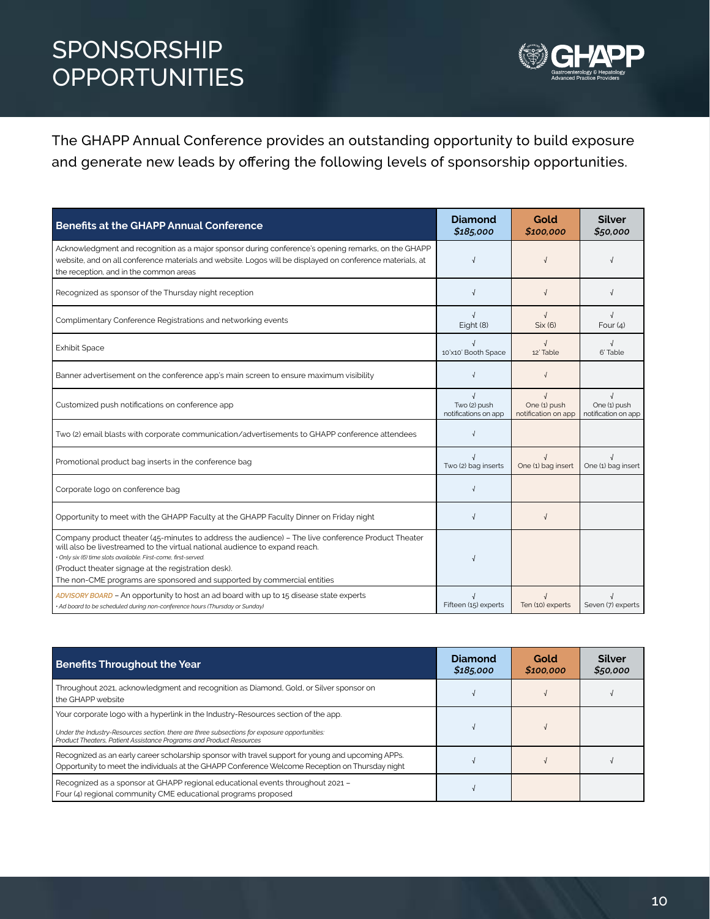# SPONSORSHIP OPPORTUNITIES

The GHAPP Annual Conference provides an outstanding opportunity to build exposure and generate new leads by offering the following levels of sponsorship opportunities.

| Benefits at the GHAPP Annual Conference | Diamond *$185,000* | Gold *$100,000* | Silver *$50,000* |
|---|---|---|---|
| Acknowledgment and recognition as a major sponsor during conference's opening remarks, on the GHAPP website, and on all conference materials and website. Logos will be displayed on conference materials, at the reception, and in the common areas | √ | √ | √ |
| Recognized as sponsor of the Thursday night reception | √ | √ | √ |
| Complimentary Conference Registrations and networking events | √ Eight (8) | √ Six (6) | √ Four (4) |
| Exhibit Space | √ 10'x10' Booth Space | √ 12' Table | √ 6' Table |
| Banner advertisement on the conference app's main screen to ensure maximum visibility | √ | √ | |
| Customized push notifications on conference app | √ Two (2) push notifications on app | √ One (1) push notification on app | √ One (1) push notification on app |
| Two (2) email blasts with corporate communication/advertisements to GHAPP conference attendees | √ | | |
| Promotional product bag inserts in the conference bag | √ Two (2) bag inserts | √ One (1) bag insert | √ One (1) bag insert |
| Corporate logo on conference bag | √ | | |
| Opportunity to meet with the GHAPP Faculty at the GHAPP Faculty Dinner on Friday night | √ | √ | |
| Company product theater (45-minutes to address the audience) – The live conference Product Theater will also be livestreamed to the virtual national audience to expand reach. *• Only six (6) time slots available. First-come, first-served.* (Product theater signage at the registration desk). The non-CME programs are sponsored and supported by commercial entities | √ | | |
| *ADVISORY BOARD* – An opportunity to host an ad board with up to 15 disease state experts *• Ad board to be scheduled during non-conference hours (Thursday or Sunday)* | √ Fifteen (15) experts | √ Ten (10) experts | √ Seven (7) experts |

| Benefits Throughout the Year | Diamond *$185,000* | Gold *$100,000* | Silver *$50,000* |
|---|---|---|---|
| Throughout 2021, acknowledgment and recognition as Diamond, Gold, or Silver sponsor on the GHAPP website | √ | √ | √ |
| Your corporate logo with a hyperlink in the Industry-Resources section of the app. *Under the Industry-Resources section, there are three subsections for exposure opportunities: Product Theaters, Patient Assistance Programs and Product Resources* | √ | √ | |
| Recognized as an early career scholarship sponsor with travel support for young and upcoming APPs. Opportunity to meet the individuals at the GHAPP Conference Welcome Reception on Thursday night | √ | √ | √ |
| Recognized as a sponsor at GHAPP regional educational events throughout 2021 – Four (4) regional community CME educational programs proposed | √ | | |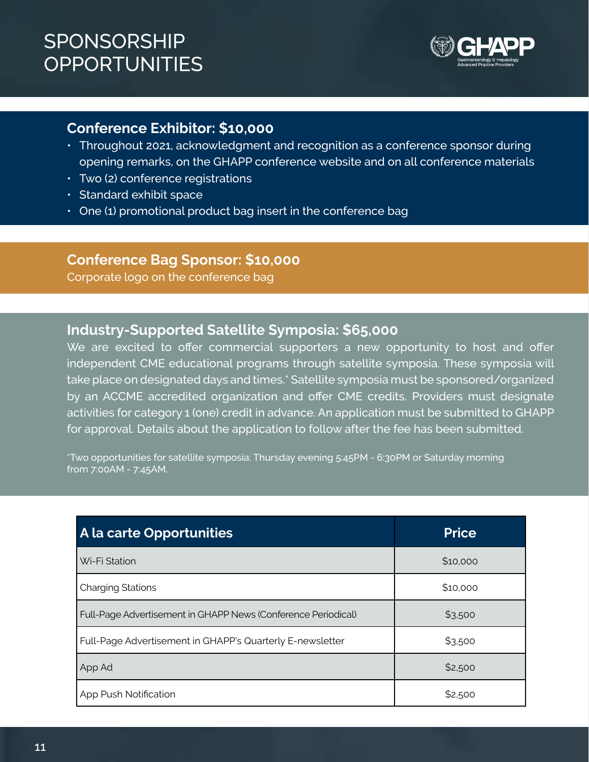# SPONSORSHIP OPPORTUNITIES

## Conference Exhibitor: $10,000

- Throughout 2021, acknowledgment and recognition as a conference sponsor during opening remarks, on the GHAPP conference website and on all conference materials
- Two (2) conference registrations
- Standard exhibit space
- One (1) promotional product bag insert in the conference bag

## Conference Bag Sponsor: $10,000

Corporate logo on the conference bag

## Industry-Supported Satellite Symposia: $65,000

We are excited to offer commercial supporters a new opportunity to host and offer independent CME educational programs through satellite symposia. These symposia will take place on designated days and times.* Satellite symposia must be sponsored/organized by an ACCME accredited organization and offer CME credits. Providers must designate activities for category 1 (one) credit in advance. An application must be submitted to GHAPP for approval. Details about the application to follow after the fee has been submitted.

*Two opportunities for satellite symposia: Thursday evening 5:45PM - 6:30PM or Saturday morning from 7:00AM - 7:45AM.

| A la carte Opportunities | Price |
| --- | --- |
| Wi-Fi Station | $10,000 |
| Charging Stations | $10,000 |
| Full-Page Advertisement in GHAPP News (Conference Periodical) | $3,500 |
| Full-Page Advertisement in GHAPP's Quarterly E-newsletter | $3,500 |
| App Ad | $2,500 |
| App Push Notification | $2,500 |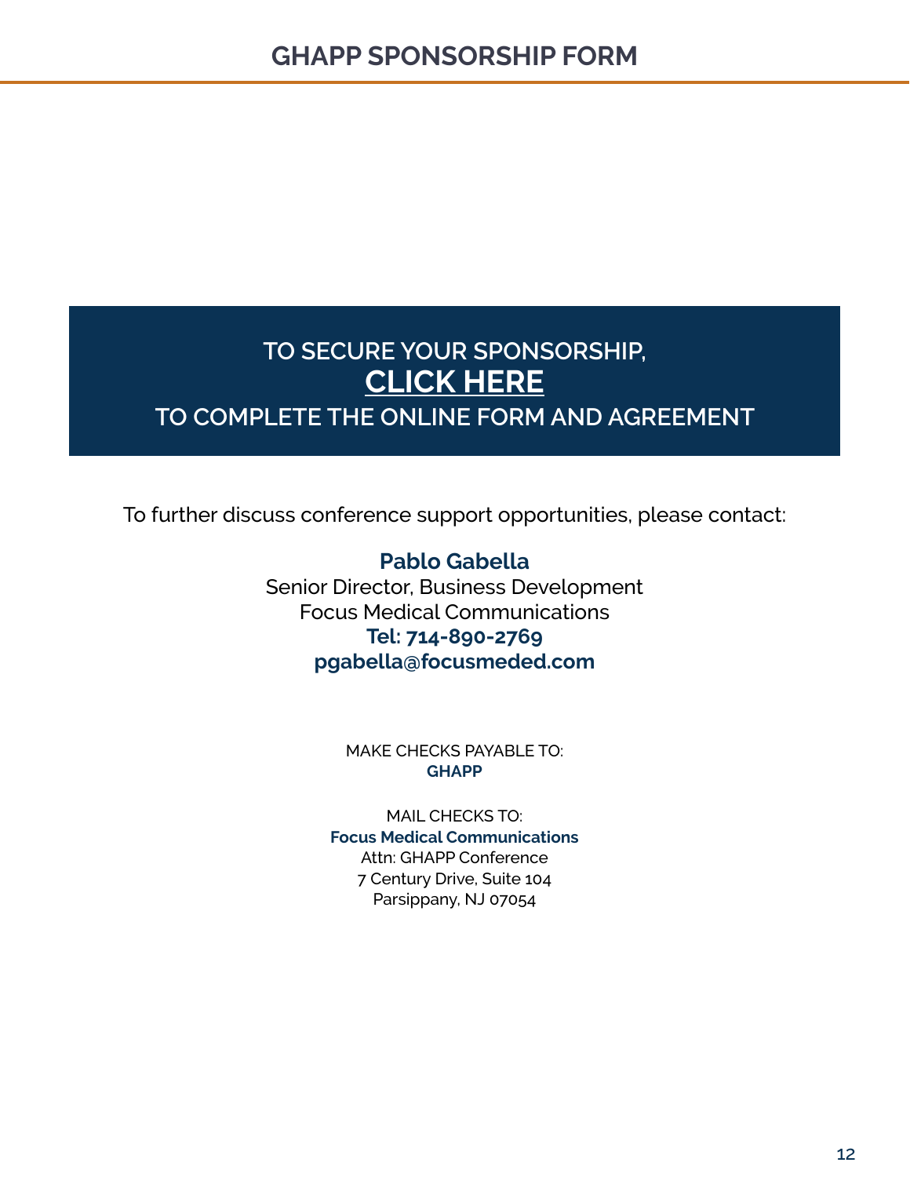# GHAPP SPONSORSHIP FORM

**TO SECURE YOUR SPONSORSHIP,**
**CLICK HERE**
**TO COMPLETE THE ONLINE FORM AND AGREEMENT**

To further discuss conference support opportunities, please contact:

**Pablo Gabella**
Senior Director, Business Development
Focus Medical Communications
**Tel: 714-890-2769**
**pgabella@focusmeded.com**

MAKE CHECKS PAYABLE TO:
**GHAPP**

MAIL CHECKS TO:
**Focus Medical Communications**
Attn: GHAPP Conference
7 Century Drive, Suite 104
Parsippany, NJ 07054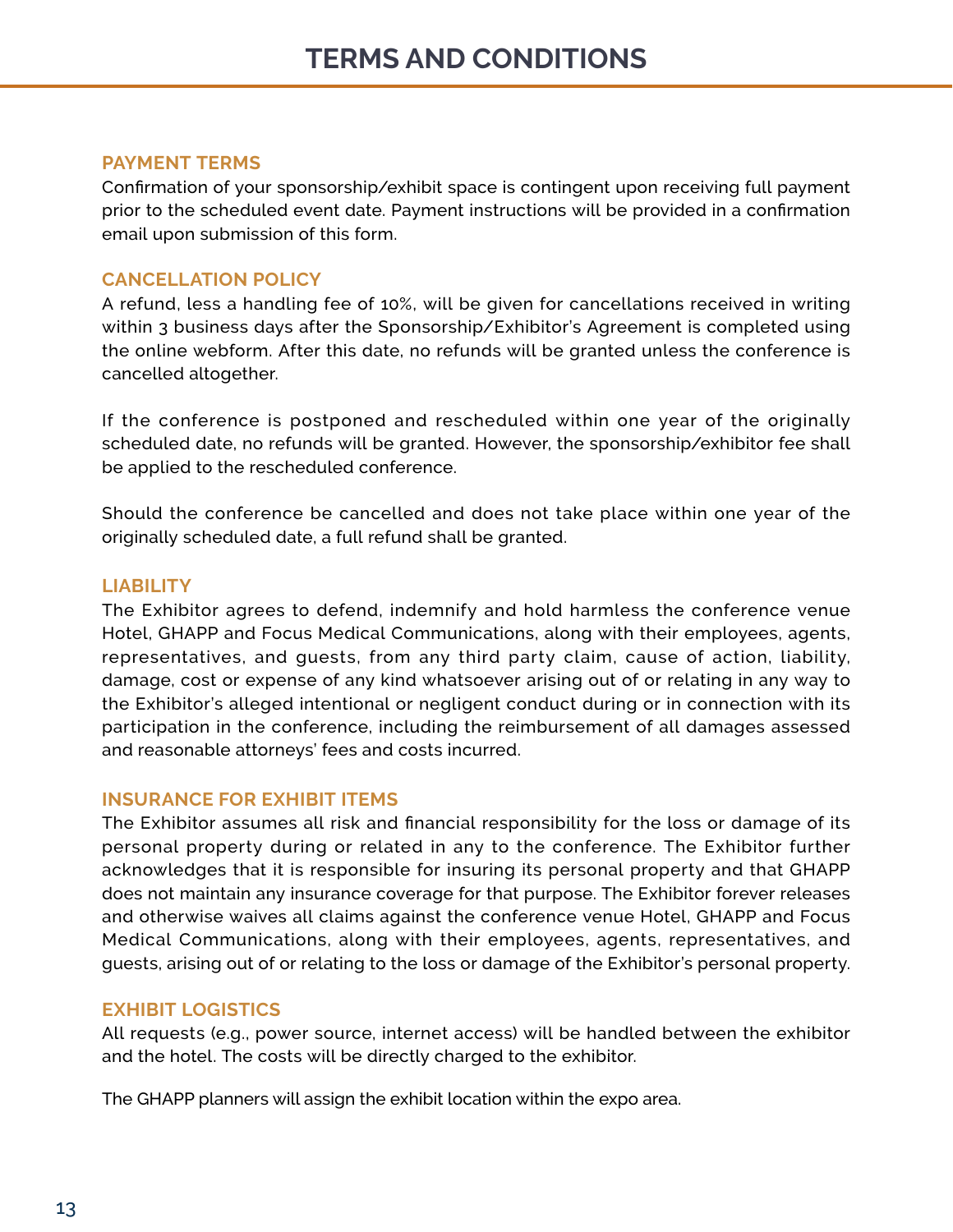# TERMS AND CONDITIONS

## PAYMENT TERMS

Confirmation of your sponsorship/exhibit space is contingent upon receiving full payment prior to the scheduled event date. Payment instructions will be provided in a confirmation email upon submission of this form.

## CANCELLATION POLICY

A refund, less a handling fee of 10%, will be given for cancellations received in writing within 3 business days after the Sponsorship/Exhibitor's Agreement is completed using the online webform. After this date, no refunds will be granted unless the conference is cancelled altogether.

If the conference is postponed and rescheduled within one year of the originally scheduled date, no refunds will be granted. However, the sponsorship/exhibitor fee shall be applied to the rescheduled conference.

Should the conference be cancelled and does not take place within one year of the originally scheduled date, a full refund shall be granted.

## LIABILITY

The Exhibitor agrees to defend, indemnify and hold harmless the conference venue Hotel, GHAPP and Focus Medical Communications, along with their employees, agents, representatives, and guests, from any third party claim, cause of action, liability, damage, cost or expense of any kind whatsoever arising out of or relating in any way to the Exhibitor's alleged intentional or negligent conduct during or in connection with its participation in the conference, including the reimbursement of all damages assessed and reasonable attorneys' fees and costs incurred.

## INSURANCE FOR EXHIBIT ITEMS

The Exhibitor assumes all risk and financial responsibility for the loss or damage of its personal property during or related in any to the conference. The Exhibitor further acknowledges that it is responsible for insuring its personal property and that GHAPP does not maintain any insurance coverage for that purpose. The Exhibitor forever releases and otherwise waives all claims against the conference venue Hotel, GHAPP and Focus Medical Communications, along with their employees, agents, representatives, and guests, arising out of or relating to the loss or damage of the Exhibitor's personal property.

## EXHIBIT LOGISTICS

All requests (e.g., power source, internet access) will be handled between the exhibitor and the hotel. The costs will be directly charged to the exhibitor.

The GHAPP planners will assign the exhibit location within the expo area.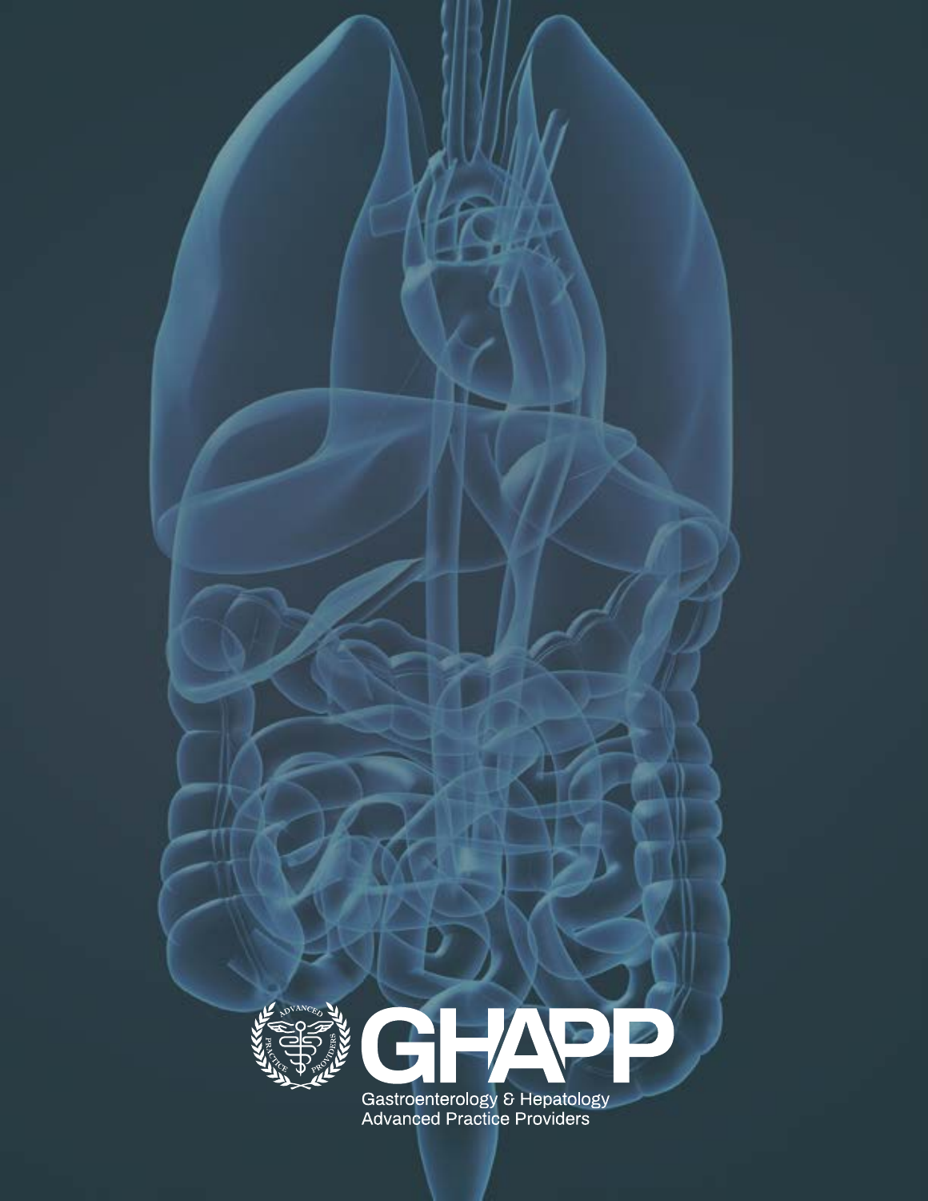GHAPP

Gastroenterology & Hepatology
Advanced Practice Providers